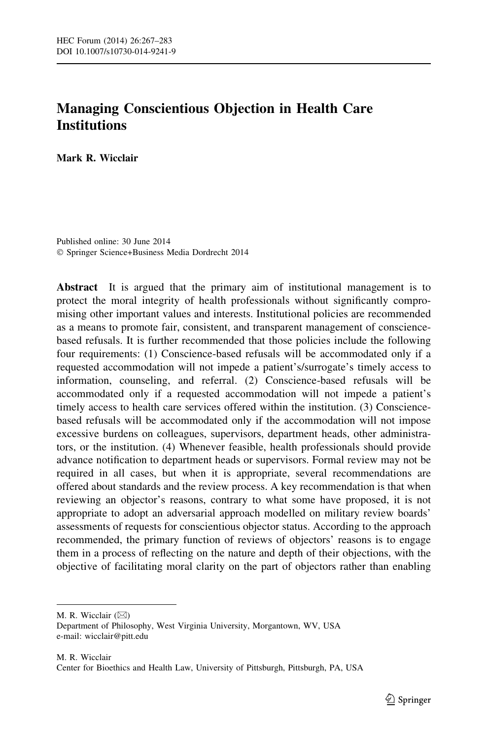HEC Forum (2014) 26:267–283
DOI 10.1007/s10730-014-9241-9

# Managing Conscientious Objection in Health Care Institutions

**Mark R. Wicclair**

Published online: 30 June 2014
© Springer Science+Business Media Dordrecht 2014

**Abstract** It is argued that the primary aim of institutional management is to protect the moral integrity of health professionals without significantly compromising other important values and interests. Institutional policies are recommended as a means to promote fair, consistent, and transparent management of conscience-based refusals. It is further recommended that those policies include the following four requirements: (1) Conscience-based refusals will be accommodated only if a requested accommodation will not impede a patient's/surrogate's timely access to information, counseling, and referral. (2) Conscience-based refusals will be accommodated only if a requested accommodation will not impede a patient's timely access to health care services offered within the institution. (3) Conscience-based refusals will be accommodated only if the accommodation will not impose excessive burdens on colleagues, supervisors, department heads, other administrators, or the institution. (4) Whenever feasible, health professionals should provide advance notification to department heads or supervisors. Formal review may not be required in all cases, but when it is appropriate, several recommendations are offered about standards and the review process. A key recommendation is that when reviewing an objector's reasons, contrary to what some have proposed, it is not appropriate to adopt an adversarial approach modelled on military review boards' assessments of requests for conscientious objector status. According to the approach recommended, the primary function of reviews of objectors' reasons is to engage them in a process of reflecting on the nature and depth of their objections, with the objective of facilitating moral clarity on the part of objectors rather than enabling

---

M. R. Wicclair (✉)
Department of Philosophy, West Virginia University, Morgantown, WV, USA
e-mail: wicclair@pitt.edu

M. R. Wicclair
Center for Bioethics and Health Law, University of Pittsburgh, Pittsburgh, PA, USA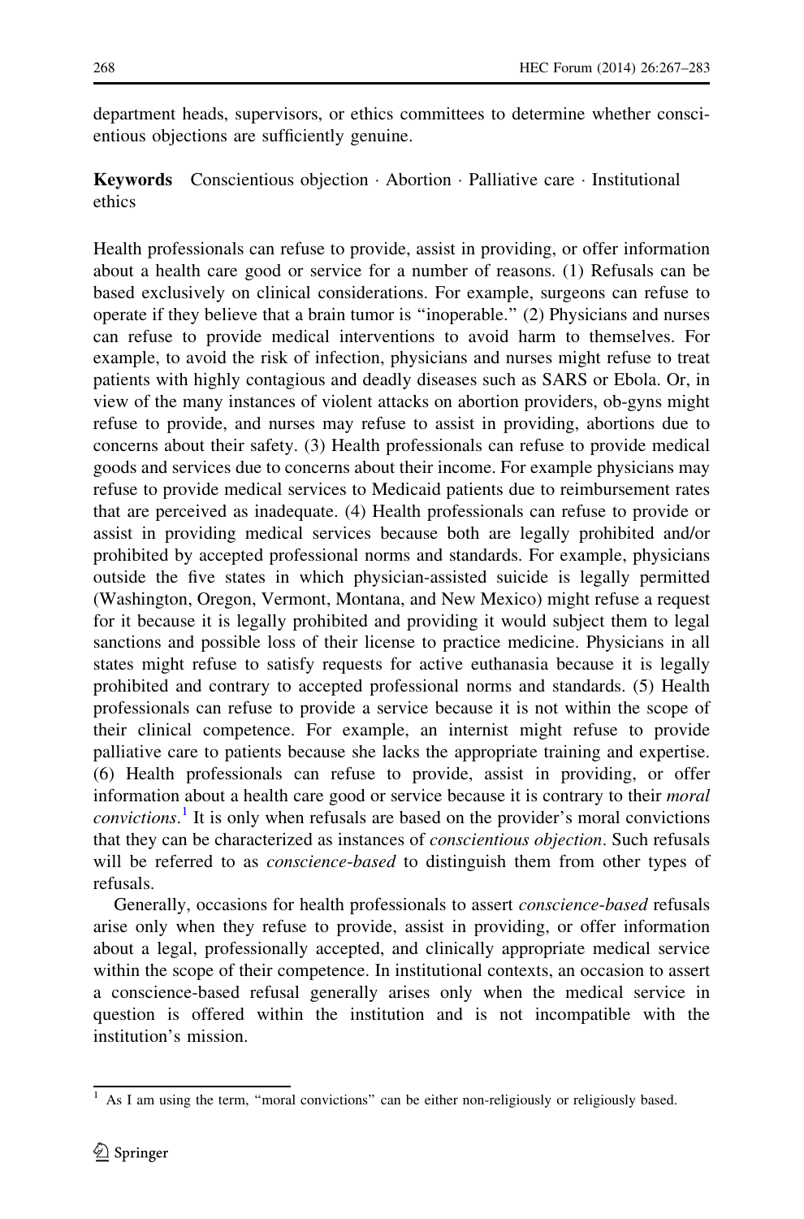department heads, supervisors, or ethics committees to determine whether conscientious objections are sufficiently genuine.

**Keywords** Conscientious objection · Abortion · Palliative care · Institutional ethics

Health professionals can refuse to provide, assist in providing, or offer information about a health care good or service for a number of reasons. (1) Refusals can be based exclusively on clinical considerations. For example, surgeons can refuse to operate if they believe that a brain tumor is "inoperable." (2) Physicians and nurses can refuse to provide medical interventions to avoid harm to themselves. For example, to avoid the risk of infection, physicians and nurses might refuse to treat patients with highly contagious and deadly diseases such as SARS or Ebola. Or, in view of the many instances of violent attacks on abortion providers, ob-gyns might refuse to provide, and nurses may refuse to assist in providing, abortions due to concerns about their safety. (3) Health professionals can refuse to provide medical goods and services due to concerns about their income. For example physicians may refuse to provide medical services to Medicaid patients due to reimbursement rates that are perceived as inadequate. (4) Health professionals can refuse to provide or assist in providing medical services because both are legally prohibited and/or prohibited by accepted professional norms and standards. For example, physicians outside the five states in which physician-assisted suicide is legally permitted (Washington, Oregon, Vermont, Montana, and New Mexico) might refuse a request for it because it is legally prohibited and providing it would subject them to legal sanctions and possible loss of their license to practice medicine. Physicians in all states might refuse to satisfy requests for active euthanasia because it is legally prohibited and contrary to accepted professional norms and standards. (5) Health professionals can refuse to provide a service because it is not within the scope of their clinical competence. For example, an internist might refuse to provide palliative care to patients because she lacks the appropriate training and expertise. (6) Health professionals can refuse to provide, assist in providing, or offer information about a health care good or service because it is contrary to their *moral convictions*.[1] It is only when refusals are based on the provider's moral convictions that they can be characterized as instances of *conscientious objection*. Such refusals will be referred to as *conscience-based* to distinguish them from other types of refusals.

Generally, occasions for health professionals to assert *conscience-based* refusals arise only when they refuse to provide, assist in providing, or offer information about a legal, professionally accepted, and clinically appropriate medical service within the scope of their competence. In institutional contexts, an occasion to assert a conscience-based refusal generally arises only when the medical service in question is offered within the institution and is not incompatible with the institution's mission.

[1] As I am using the term, "moral convictions" can be either non-religiously or religiously based.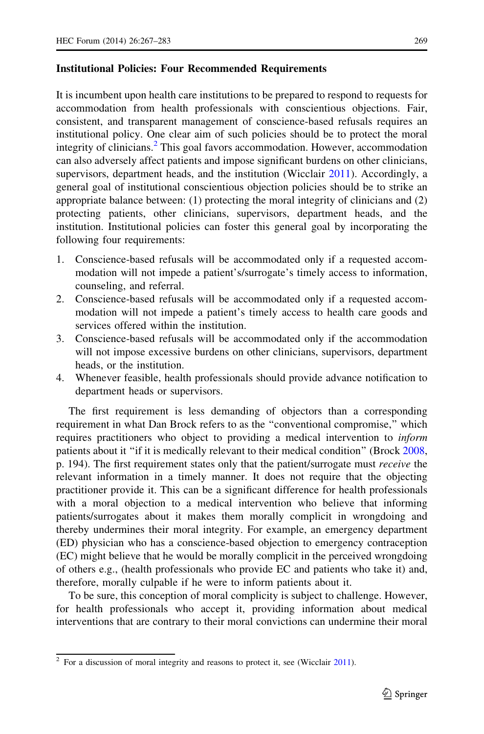### Institutional Policies: Four Recommended Requirements

It is incumbent upon health care institutions to be prepared to respond to requests for accommodation from health professionals with conscientious objections. Fair, consistent, and transparent management of conscience-based refusals requires an institutional policy. One clear aim of such policies should be to protect the moral integrity of clinicians.[2] This goal favors accommodation. However, accommodation can also adversely affect patients and impose significant burdens on other clinicians, supervisors, department heads, and the institution (Wicclair 2011). Accordingly, a general goal of institutional conscientious objection policies should be to strike an appropriate balance between: (1) protecting the moral integrity of clinicians and (2) protecting patients, other clinicians, supervisors, department heads, and the institution. Institutional policies can foster this general goal by incorporating the following four requirements:

1. Conscience-based refusals will be accommodated only if a requested accommodation will not impede a patient's/surrogate's timely access to information, counseling, and referral.
2. Conscience-based refusals will be accommodated only if a requested accommodation will not impede a patient's timely access to health care goods and services offered within the institution.
3. Conscience-based refusals will be accommodated only if the accommodation will not impose excessive burdens on other clinicians, supervisors, department heads, or the institution.
4. Whenever feasible, health professionals should provide advance notification to department heads or supervisors.

The first requirement is less demanding of objectors than a corresponding requirement in what Dan Brock refers to as the "conventional compromise," which requires practitioners who object to providing a medical intervention to *inform* patients about it "if it is medically relevant to their medical condition" (Brock 2008, p. 194). The first requirement states only that the patient/surrogate must *receive* the relevant information in a timely manner. It does not require that the objecting practitioner provide it. This can be a significant difference for health professionals with a moral objection to a medical intervention who believe that informing patients/surrogates about it makes them morally complicit in wrongdoing and thereby undermines their moral integrity. For example, an emergency department (ED) physician who has a conscience-based objection to emergency contraception (EC) might believe that he would be morally complicit in the perceived wrongdoing of others e.g., (health professionals who provide EC and patients who take it) and, therefore, morally culpable if he were to inform patients about it.

To be sure, this conception of moral complicity is subject to challenge. However, for health professionals who accept it, providing information about medical interventions that are contrary to their moral convictions can undermine their moral

[2] For a discussion of moral integrity and reasons to protect it, see (Wicclair 2011).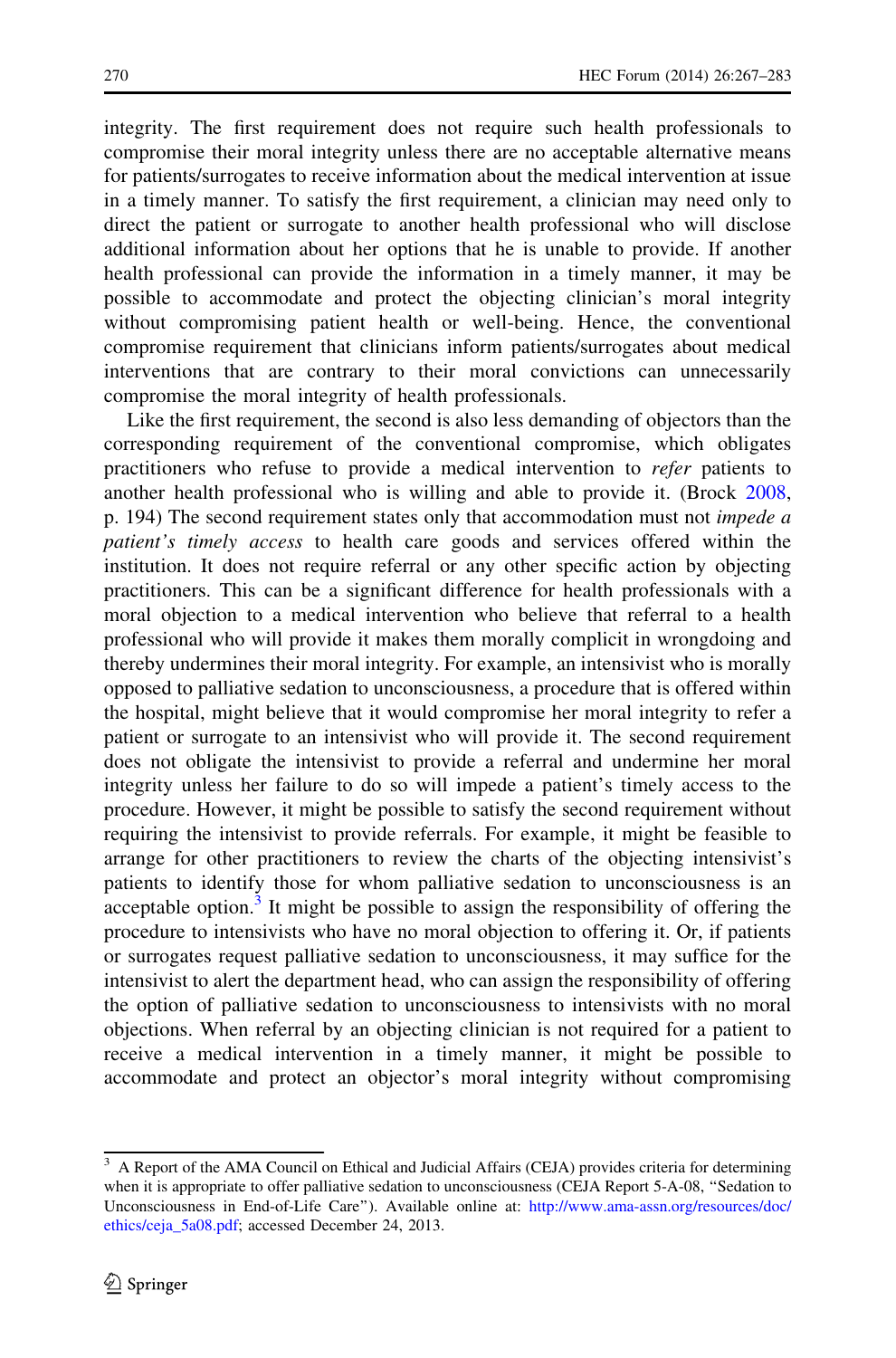integrity. The first requirement does not require such health professionals to compromise their moral integrity unless there are no acceptable alternative means for patients/surrogates to receive information about the medical intervention at issue in a timely manner. To satisfy the first requirement, a clinician may need only to direct the patient or surrogate to another health professional who will disclose additional information about her options that he is unable to provide. If another health professional can provide the information in a timely manner, it may be possible to accommodate and protect the objecting clinician's moral integrity without compromising patient health or well-being. Hence, the conventional compromise requirement that clinicians inform patients/surrogates about medical interventions that are contrary to their moral convictions can unnecessarily compromise the moral integrity of health professionals.

Like the first requirement, the second is also less demanding of objectors than the corresponding requirement of the conventional compromise, which obligates practitioners who refuse to provide a medical intervention to *refer* patients to another health professional who is willing and able to provide it. (Brock 2008, p. 194) The second requirement states only that accommodation must not *impede a patient's timely access* to health care goods and services offered within the institution. It does not require referral or any other specific action by objecting practitioners. This can be a significant difference for health professionals with a moral objection to a medical intervention who believe that referral to a health professional who will provide it makes them morally complicit in wrongdoing and thereby undermines their moral integrity. For example, an intensivist who is morally opposed to palliative sedation to unconsciousness, a procedure that is offered within the hospital, might believe that it would compromise her moral integrity to refer a patient or surrogate to an intensivist who will provide it. The second requirement does not obligate the intensivist to provide a referral and undermine her moral integrity unless her failure to do so will impede a patient's timely access to the procedure. However, it might be possible to satisfy the second requirement without requiring the intensivist to provide referrals. For example, it might be feasible to arrange for other practitioners to review the charts of the objecting intensivist's patients to identify those for whom palliative sedation to unconsciousness is an acceptable option.[3] It might be possible to assign the responsibility of offering the procedure to intensivists who have no moral objection to offering it. Or, if patients or surrogates request palliative sedation to unconsciousness, it may suffice for the intensivist to alert the department head, who can assign the responsibility of offering the option of palliative sedation to unconsciousness to intensivists with no moral objections. When referral by an objecting clinician is not required for a patient to receive a medical intervention in a timely manner, it might be possible to accommodate and protect an objector's moral integrity without compromising

[3] A Report of the AMA Council on Ethical and Judicial Affairs (CEJA) provides criteria for determining when it is appropriate to offer palliative sedation to unconsciousness (CEJA Report 5-A-08, "Sedation to Unconsciousness in End-of-Life Care"). Available online at: http://www.ama-assn.org/resources/doc/ethics/ceja_5a08.pdf; accessed December 24, 2013.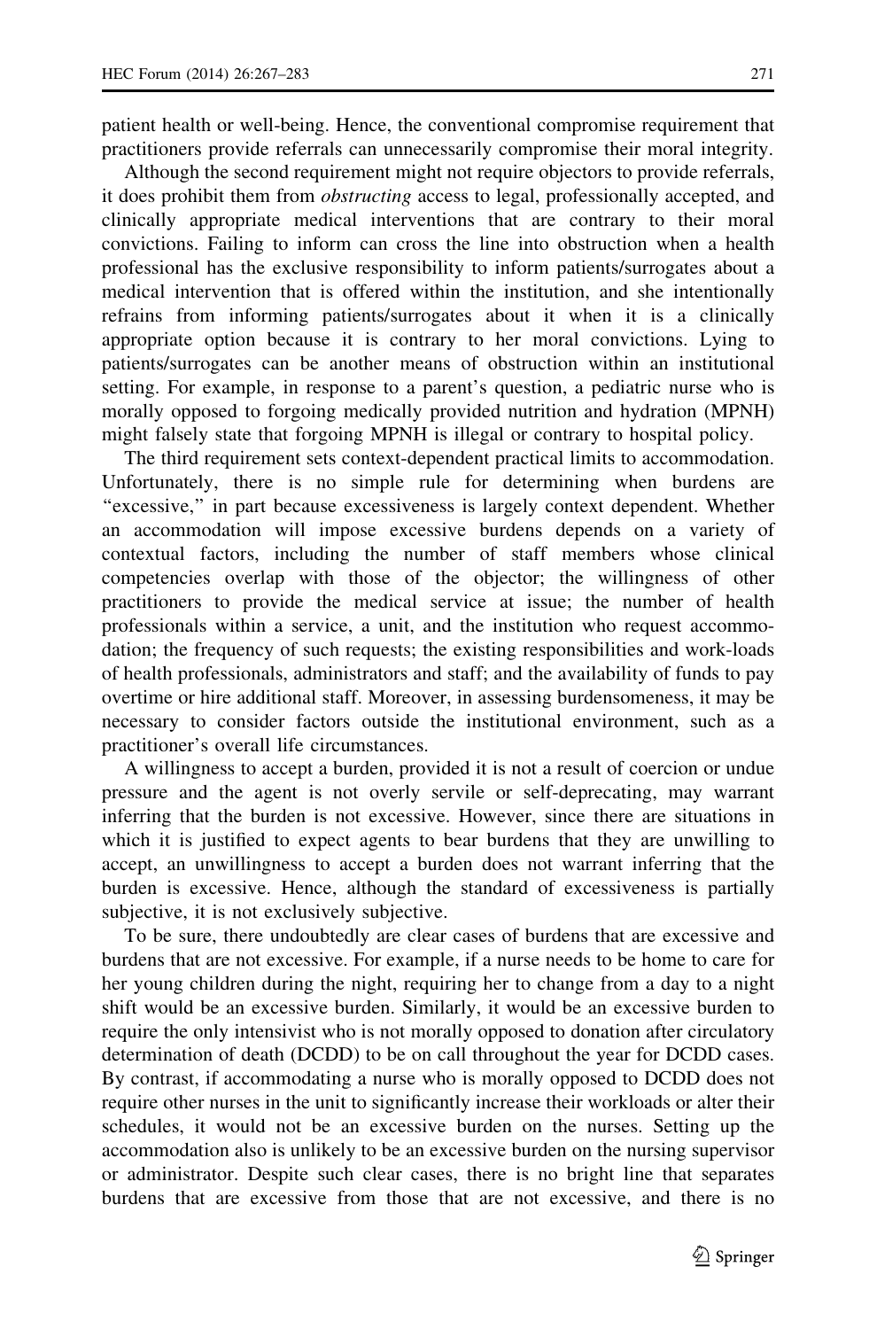patient health or well-being. Hence, the conventional compromise requirement that practitioners provide referrals can unnecessarily compromise their moral integrity.

Although the second requirement might not require objectors to provide referrals, it does prohibit them from *obstructing* access to legal, professionally accepted, and clinically appropriate medical interventions that are contrary to their moral convictions. Failing to inform can cross the line into obstruction when a health professional has the exclusive responsibility to inform patients/surrogates about a medical intervention that is offered within the institution, and she intentionally refrains from informing patients/surrogates about it when it is a clinically appropriate option because it is contrary to her moral convictions. Lying to patients/surrogates can be another means of obstruction within an institutional setting. For example, in response to a parent's question, a pediatric nurse who is morally opposed to forgoing medically provided nutrition and hydration (MPNH) might falsely state that forgoing MPNH is illegal or contrary to hospital policy.

The third requirement sets context-dependent practical limits to accommodation. Unfortunately, there is no simple rule for determining when burdens are "excessive," in part because excessiveness is largely context dependent. Whether an accommodation will impose excessive burdens depends on a variety of contextual factors, including the number of staff members whose clinical competencies overlap with those of the objector; the willingness of other practitioners to provide the medical service at issue; the number of health professionals within a service, a unit, and the institution who request accommodation; the frequency of such requests; the existing responsibilities and work-loads of health professionals, administrators and staff; and the availability of funds to pay overtime or hire additional staff. Moreover, in assessing burdensomeness, it may be necessary to consider factors outside the institutional environment, such as a practitioner's overall life circumstances.

A willingness to accept a burden, provided it is not a result of coercion or undue pressure and the agent is not overly servile or self-deprecating, may warrant inferring that the burden is not excessive. However, since there are situations in which it is justified to expect agents to bear burdens that they are unwilling to accept, an unwillingness to accept a burden does not warrant inferring that the burden is excessive. Hence, although the standard of excessiveness is partially subjective, it is not exclusively subjective.

To be sure, there undoubtedly are clear cases of burdens that are excessive and burdens that are not excessive. For example, if a nurse needs to be home to care for her young children during the night, requiring her to change from a day to a night shift would be an excessive burden. Similarly, it would be an excessive burden to require the only intensivist who is not morally opposed to donation after circulatory determination of death (DCDD) to be on call throughout the year for DCDD cases. By contrast, if accommodating a nurse who is morally opposed to DCDD does not require other nurses in the unit to significantly increase their workloads or alter their schedules, it would not be an excessive burden on the nurses. Setting up the accommodation also is unlikely to be an excessive burden on the nursing supervisor or administrator. Despite such clear cases, there is no bright line that separates burdens that are excessive from those that are not excessive, and there is no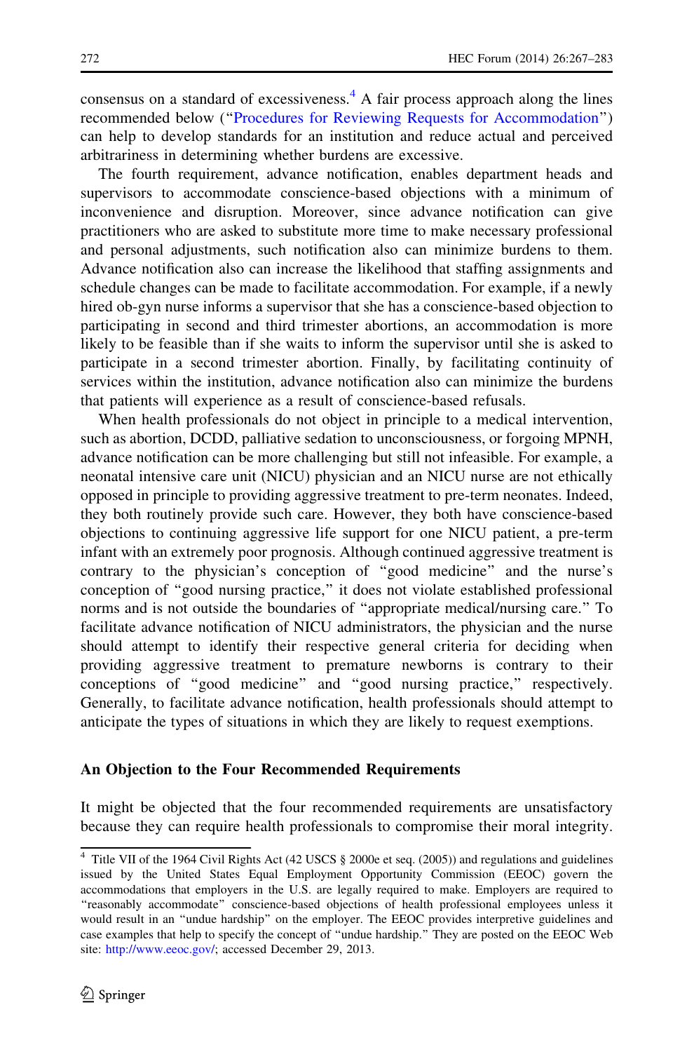consensus on a standard of excessiveness.[4] A fair process approach along the lines recommended below ("Procedures for Reviewing Requests for Accommodation") can help to develop standards for an institution and reduce actual and perceived arbitrariness in determining whether burdens are excessive.

The fourth requirement, advance notification, enables department heads and supervisors to accommodate conscience-based objections with a minimum of inconvenience and disruption. Moreover, since advance notification can give practitioners who are asked to substitute more time to make necessary professional and personal adjustments, such notification also can minimize burdens to them. Advance notification also can increase the likelihood that staffing assignments and schedule changes can be made to facilitate accommodation. For example, if a newly hired ob-gyn nurse informs a supervisor that she has a conscience-based objection to participating in second and third trimester abortions, an accommodation is more likely to be feasible than if she waits to inform the supervisor until she is asked to participate in a second trimester abortion. Finally, by facilitating continuity of services within the institution, advance notification also can minimize the burdens that patients will experience as a result of conscience-based refusals.

When health professionals do not object in principle to a medical intervention, such as abortion, DCDD, palliative sedation to unconsciousness, or forgoing MPNH, advance notification can be more challenging but still not infeasible. For example, a neonatal intensive care unit (NICU) physician and an NICU nurse are not ethically opposed in principle to providing aggressive treatment to pre-term neonates. Indeed, they both routinely provide such care. However, they both have conscience-based objections to continuing aggressive life support for one NICU patient, a pre-term infant with an extremely poor prognosis. Although continued aggressive treatment is contrary to the physician's conception of "good medicine" and the nurse's conception of "good nursing practice," it does not violate established professional norms and is not outside the boundaries of "appropriate medical/nursing care." To facilitate advance notification of NICU administrators, the physician and the nurse should attempt to identify their respective general criteria for deciding when providing aggressive treatment to premature newborns is contrary to their conceptions of "good medicine" and "good nursing practice," respectively. Generally, to facilitate advance notification, health professionals should attempt to anticipate the types of situations in which they are likely to request exemptions.

## An Objection to the Four Recommended Requirements

It might be objected that the four recommended requirements are unsatisfactory because they can require health professionals to compromise their moral integrity.

---

[4] Title VII of the 1964 Civil Rights Act (42 USCS § 2000e et seq. (2005)) and regulations and guidelines issued by the United States Equal Employment Opportunity Commission (EEOC) govern the accommodations that employers in the U.S. are legally required to make. Employers are required to "reasonably accommodate" conscience-based objections of health professional employees unless it would result in an "undue hardship" on the employer. The EEOC provides interpretive guidelines and case examples that help to specify the concept of "undue hardship." They are posted on the EEOC Web site: http://www.eeoc.gov/; accessed December 29, 2013.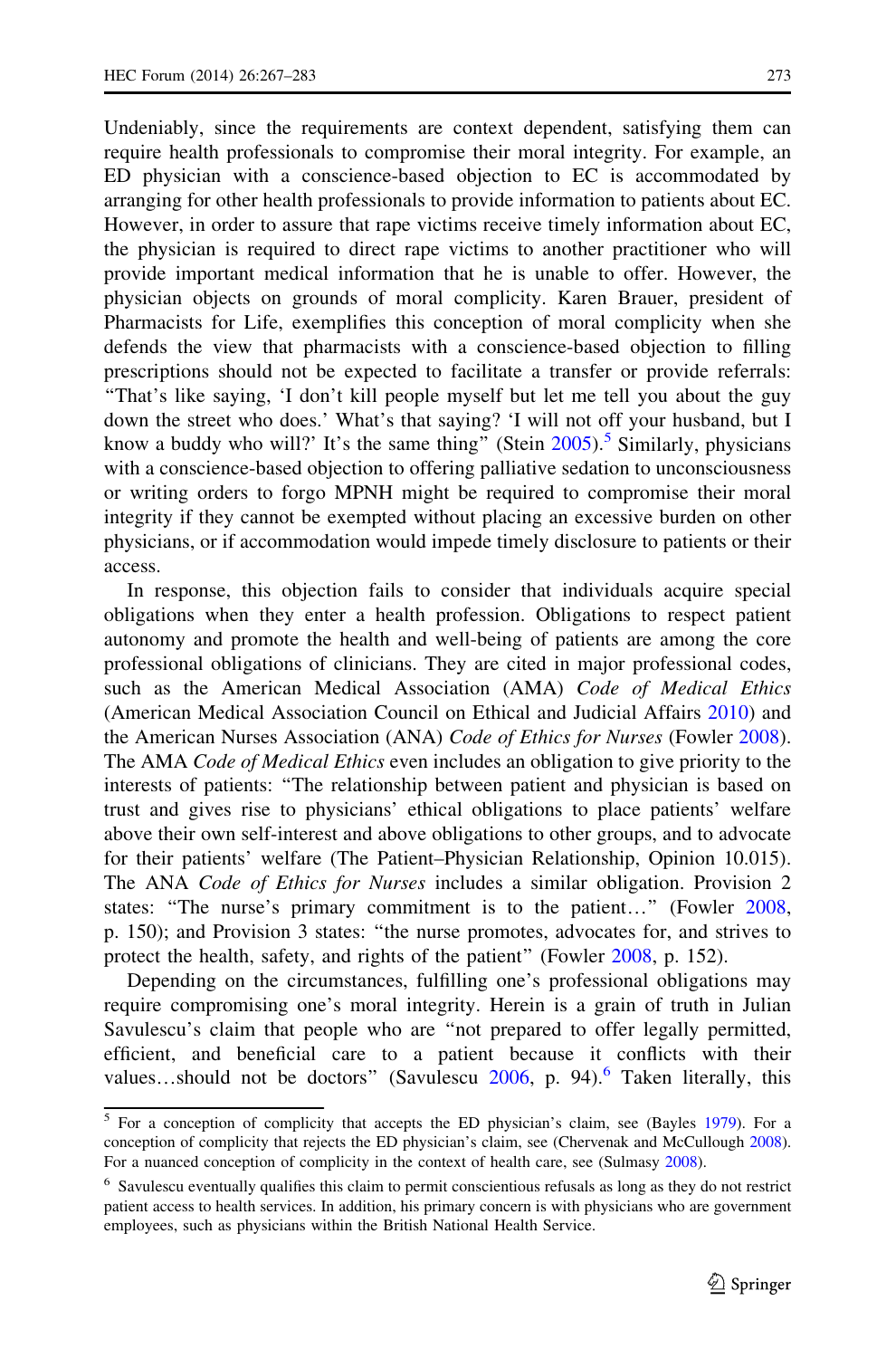Undeniably, since the requirements are context dependent, satisfying them can require health professionals to compromise their moral integrity. For example, an ED physician with a conscience-based objection to EC is accommodated by arranging for other health professionals to provide information to patients about EC. However, in order to assure that rape victims receive timely information about EC, the physician is required to direct rape victims to another practitioner who will provide important medical information that he is unable to offer. However, the physician objects on grounds of moral complicity. Karen Brauer, president of Pharmacists for Life, exemplifies this conception of moral complicity when she defends the view that pharmacists with a conscience-based objection to filling prescriptions should not be expected to facilitate a transfer or provide referrals: "That's like saying, 'I don't kill people myself but let me tell you about the guy down the street who does.' What's that saying? 'I will not off your husband, but I know a buddy who will?' It's the same thing" (Stein 2005).[5] Similarly, physicians with a conscience-based objection to offering palliative sedation to unconsciousness or writing orders to forgo MPNH might be required to compromise their moral integrity if they cannot be exempted without placing an excessive burden on other physicians, or if accommodation would impede timely disclosure to patients or their access.

In response, this objection fails to consider that individuals acquire special obligations when they enter a health profession. Obligations to respect patient autonomy and promote the health and well-being of patients are among the core professional obligations of clinicians. They are cited in major professional codes, such as the American Medical Association (AMA) *Code of Medical Ethics* (American Medical Association Council on Ethical and Judicial Affairs 2010) and the American Nurses Association (ANA) *Code of Ethics for Nurses* (Fowler 2008). The AMA *Code of Medical Ethics* even includes an obligation to give priority to the interests of patients: "The relationship between patient and physician is based on trust and gives rise to physicians' ethical obligations to place patients' welfare above their own self-interest and above obligations to other groups, and to advocate for their patients' welfare (The Patient–Physician Relationship, Opinion 10.015). The ANA *Code of Ethics for Nurses* includes a similar obligation. Provision 2 states: "The nurse's primary commitment is to the patient…" (Fowler 2008, p. 150); and Provision 3 states: "the nurse promotes, advocates for, and strives to protect the health, safety, and rights of the patient" (Fowler 2008, p. 152).

Depending on the circumstances, fulfilling one's professional obligations may require compromising one's moral integrity. Herein is a grain of truth in Julian Savulescu's claim that people who are "not prepared to offer legally permitted, efficient, and beneficial care to a patient because it conflicts with their values…should not be doctors" (Savulescu 2006, p. 94).[6] Taken literally, this

---

[5] For a conception of complicity that accepts the ED physician's claim, see (Bayles 1979). For a conception of complicity that rejects the ED physician's claim, see (Chervenak and McCullough 2008). For a nuanced conception of complicity in the context of health care, see (Sulmasy 2008).

[6] Savulescu eventually qualifies this claim to permit conscientious refusals as long as they do not restrict patient access to health services. In addition, his primary concern is with physicians who are government employees, such as physicians within the British National Health Service.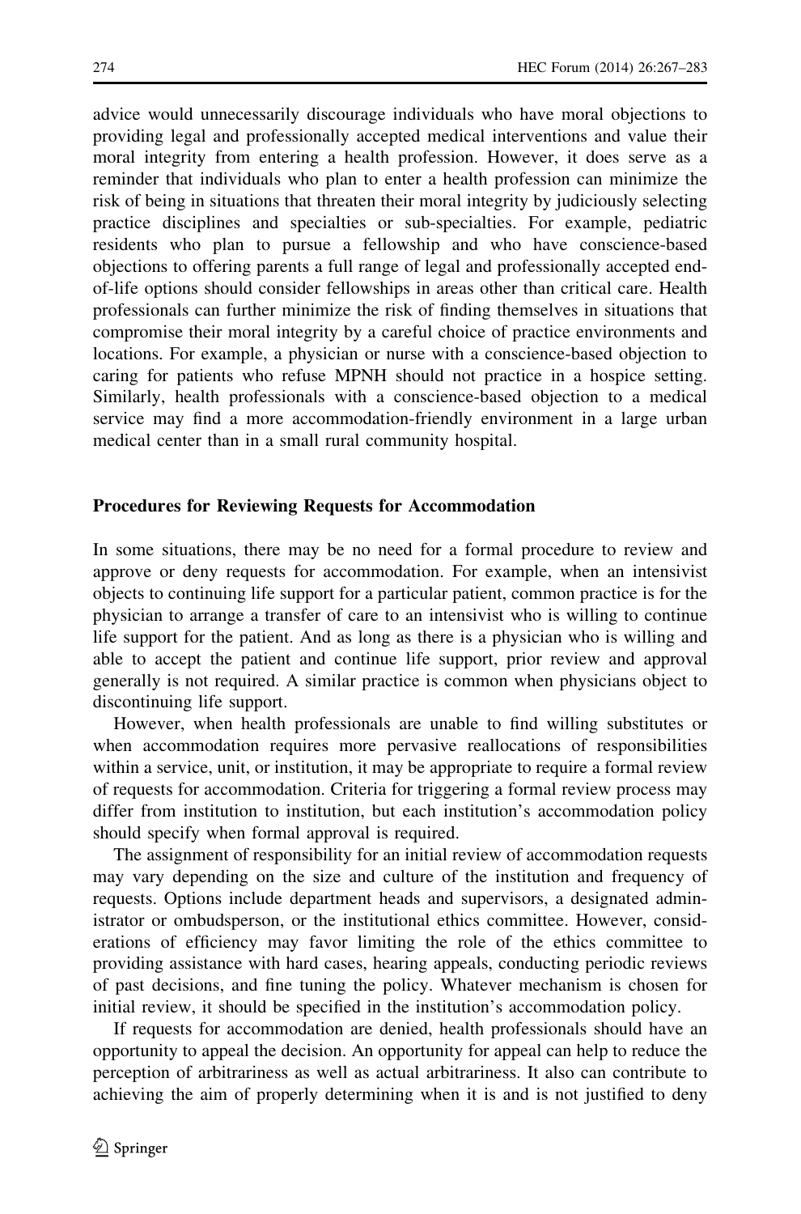advice would unnecessarily discourage individuals who have moral objections to providing legal and professionally accepted medical interventions and value their moral integrity from entering a health profession. However, it does serve as a reminder that individuals who plan to enter a health profession can minimize the risk of being in situations that threaten their moral integrity by judiciously selecting practice disciplines and specialties or sub-specialties. For example, pediatric residents who plan to pursue a fellowship and who have conscience-based objections to offering parents a full range of legal and professionally accepted end-of-life options should consider fellowships in areas other than critical care. Health professionals can further minimize the risk of finding themselves in situations that compromise their moral integrity by a careful choice of practice environments and locations. For example, a physician or nurse with a conscience-based objection to caring for patients who refuse MPNH should not practice in a hospice setting. Similarly, health professionals with a conscience-based objection to a medical service may find a more accommodation-friendly environment in a large urban medical center than in a small rural community hospital.

## Procedures for Reviewing Requests for Accommodation

In some situations, there may be no need for a formal procedure to review and approve or deny requests for accommodation. For example, when an intensivist objects to continuing life support for a particular patient, common practice is for the physician to arrange a transfer of care to an intensivist who is willing to continue life support for the patient. And as long as there is a physician who is willing and able to accept the patient and continue life support, prior review and approval generally is not required. A similar practice is common when physicians object to discontinuing life support.

However, when health professionals are unable to find willing substitutes or when accommodation requires more pervasive reallocations of responsibilities within a service, unit, or institution, it may be appropriate to require a formal review of requests for accommodation. Criteria for triggering a formal review process may differ from institution to institution, but each institution's accommodation policy should specify when formal approval is required.

The assignment of responsibility for an initial review of accommodation requests may vary depending on the size and culture of the institution and frequency of requests. Options include department heads and supervisors, a designated administrator or ombudsperson, or the institutional ethics committee. However, considerations of efficiency may favor limiting the role of the ethics committee to providing assistance with hard cases, hearing appeals, conducting periodic reviews of past decisions, and fine tuning the policy. Whatever mechanism is chosen for initial review, it should be specified in the institution's accommodation policy.

If requests for accommodation are denied, health professionals should have an opportunity to appeal the decision. An opportunity for appeal can help to reduce the perception of arbitrariness as well as actual arbitrariness. It also can contribute to achieving the aim of properly determining when it is and is not justified to deny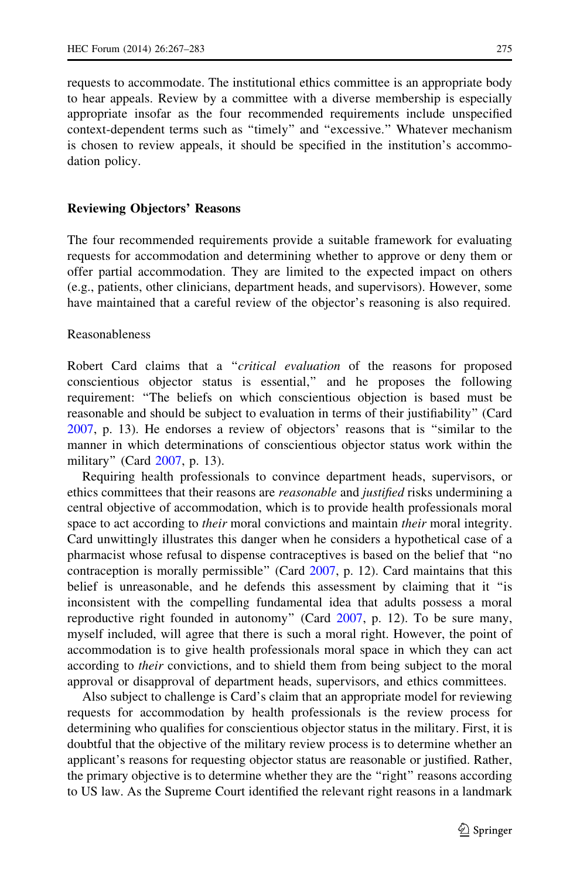requests to accommodate. The institutional ethics committee is an appropriate body to hear appeals. Review by a committee with a diverse membership is especially appropriate insofar as the four recommended requirements include unspecified context-dependent terms such as "timely" and "excessive." Whatever mechanism is chosen to review appeals, it should be specified in the institution's accommodation policy.

## Reviewing Objectors' Reasons

The four recommended requirements provide a suitable framework for evaluating requests for accommodation and determining whether to approve or deny them or offer partial accommodation. They are limited to the expected impact on others (e.g., patients, other clinicians, department heads, and supervisors). However, some have maintained that a careful review of the objector's reasoning is also required.

### Reasonableness

Robert Card claims that a "*critical evaluation* of the reasons for proposed conscientious objector status is essential," and he proposes the following requirement: "The beliefs on which conscientious objection is based must be reasonable and should be subject to evaluation in terms of their justifiability" (Card 2007, p. 13). He endorses a review of objectors' reasons that is "similar to the manner in which determinations of conscientious objector status work within the military" (Card 2007, p. 13).

Requiring health professionals to convince department heads, supervisors, or ethics committees that their reasons are *reasonable* and *justified* risks undermining a central objective of accommodation, which is to provide health professionals moral space to act according to *their* moral convictions and maintain *their* moral integrity. Card unwittingly illustrates this danger when he considers a hypothetical case of a pharmacist whose refusal to dispense contraceptives is based on the belief that "no contraception is morally permissible" (Card 2007, p. 12). Card maintains that this belief is unreasonable, and he defends this assessment by claiming that it "is inconsistent with the compelling fundamental idea that adults possess a moral reproductive right founded in autonomy" (Card 2007, p. 12). To be sure many, myself included, will agree that there is such a moral right. However, the point of accommodation is to give health professionals moral space in which they can act according to *their* convictions, and to shield them from being subject to the moral approval or disapproval of department heads, supervisors, and ethics committees.

Also subject to challenge is Card's claim that an appropriate model for reviewing requests for accommodation by health professionals is the review process for determining who qualifies for conscientious objector status in the military. First, it is doubtful that the objective of the military review process is to determine whether an applicant's reasons for requesting objector status are reasonable or justified. Rather, the primary objective is to determine whether they are the "right" reasons according to US law. As the Supreme Court identified the relevant right reasons in a landmark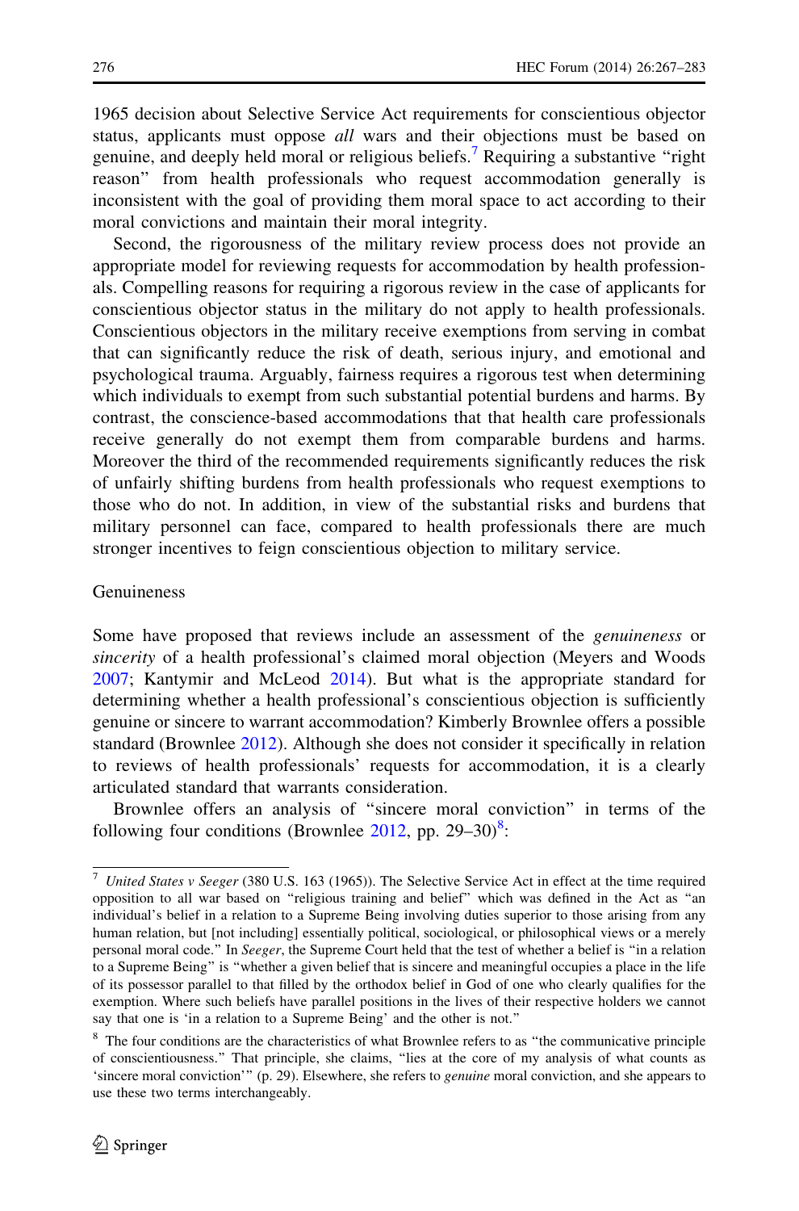1965 decision about Selective Service Act requirements for conscientious objector status, applicants must oppose *all* wars and their objections must be based on genuine, and deeply held moral or religious beliefs.[7] Requiring a substantive "right reason" from health professionals who request accommodation generally is inconsistent with the goal of providing them moral space to act according to their moral convictions and maintain their moral integrity.

Second, the rigorousness of the military review process does not provide an appropriate model for reviewing requests for accommodation by health professionals. Compelling reasons for requiring a rigorous review in the case of applicants for conscientious objector status in the military do not apply to health professionals. Conscientious objectors in the military receive exemptions from serving in combat that can significantly reduce the risk of death, serious injury, and emotional and psychological trauma. Arguably, fairness requires a rigorous test when determining which individuals to exempt from such substantial potential burdens and harms. By contrast, the conscience-based accommodations that that health care professionals receive generally do not exempt them from comparable burdens and harms. Moreover the third of the recommended requirements significantly reduces the risk of unfairly shifting burdens from health professionals who request exemptions to those who do not. In addition, in view of the substantial risks and burdens that military personnel can face, compared to health professionals there are much stronger incentives to feign conscientious objection to military service.

### Genuineness

Some have proposed that reviews include an assessment of the *genuineness* or *sincerity* of a health professional's claimed moral objection (Meyers and Woods 2007; Kantymir and McLeod 2014). But what is the appropriate standard for determining whether a health professional's conscientious objection is sufficiently genuine or sincere to warrant accommodation? Kimberly Brownlee offers a possible standard (Brownlee 2012). Although she does not consider it specifically in relation to reviews of health professionals' requests for accommodation, it is a clearly articulated standard that warrants consideration.

Brownlee offers an analysis of "sincere moral conviction" in terms of the following four conditions (Brownlee 2012, pp. 29–30)[8]:

---

[7] *United States v Seeger* (380 U.S. 163 (1965)). The Selective Service Act in effect at the time required opposition to all war based on "religious training and belief" which was defined in the Act as "an individual's belief in a relation to a Supreme Being involving duties superior to those arising from any human relation, but [not including] essentially political, sociological, or philosophical views or a merely personal moral code." In *Seeger*, the Supreme Court held that the test of whether a belief is "in a relation to a Supreme Being" is "whether a given belief that is sincere and meaningful occupies a place in the life of its possessor parallel to that filled by the orthodox belief in God of one who clearly qualifies for the exemption. Where such beliefs have parallel positions in the lives of their respective holders we cannot say that one is 'in a relation to a Supreme Being' and the other is not."

[8] The four conditions are the characteristics of what Brownlee refers to as "the communicative principle of conscientiousness." That principle, she claims, "lies at the core of my analysis of what counts as 'sincere moral conviction'" (p. 29). Elsewhere, she refers to *genuine* moral conviction, and she appears to use these two terms interchangeably.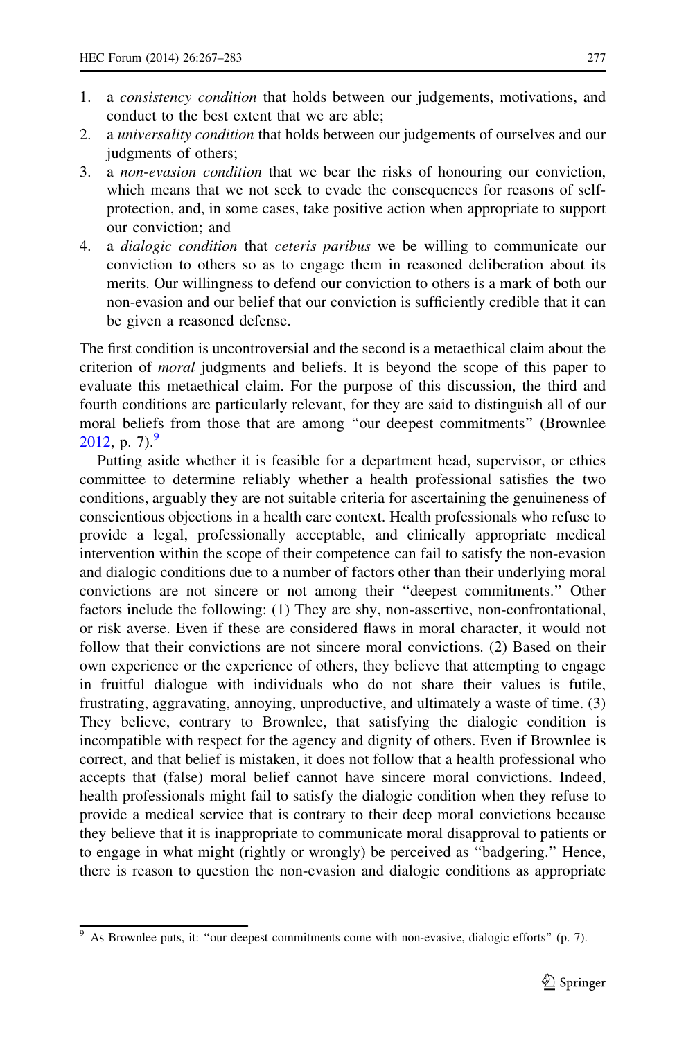1. a *consistency condition* that holds between our judgements, motivations, and conduct to the best extent that we are able;
2. a *universality condition* that holds between our judgements of ourselves and our judgments of others;
3. a *non-evasion condition* that we bear the risks of honouring our conviction, which means that we not seek to evade the consequences for reasons of self-protection, and, in some cases, take positive action when appropriate to support our conviction; and
4. a *dialogic condition* that *ceteris paribus* we be willing to communicate our conviction to others so as to engage them in reasoned deliberation about its merits. Our willingness to defend our conviction to others is a mark of both our non-evasion and our belief that our conviction is sufficiently credible that it can be given a reasoned defense.

The first condition is uncontroversial and the second is a metaethical claim about the criterion of *moral* judgments and beliefs. It is beyond the scope of this paper to evaluate this metaethical claim. For the purpose of this discussion, the third and fourth conditions are particularly relevant, for they are said to distinguish all of our moral beliefs from those that are among "our deepest commitments" (Brownlee 2012, p. 7).[9]

Putting aside whether it is feasible for a department head, supervisor, or ethics committee to determine reliably whether a health professional satisfies the two conditions, arguably they are not suitable criteria for ascertaining the genuineness of conscientious objections in a health care context. Health professionals who refuse to provide a legal, professionally acceptable, and clinically appropriate medical intervention within the scope of their competence can fail to satisfy the non-evasion and dialogic conditions due to a number of factors other than their underlying moral convictions are not sincere or not among their "deepest commitments." Other factors include the following: (1) They are shy, non-assertive, non-confrontational, or risk averse. Even if these are considered flaws in moral character, it would not follow that their convictions are not sincere moral convictions. (2) Based on their own experience or the experience of others, they believe that attempting to engage in fruitful dialogue with individuals who do not share their values is futile, frustrating, aggravating, annoying, unproductive, and ultimately a waste of time. (3) They believe, contrary to Brownlee, that satisfying the dialogic condition is incompatible with respect for the agency and dignity of others. Even if Brownlee is correct, and that belief is mistaken, it does not follow that a health professional who accepts that (false) moral belief cannot have sincere moral convictions. Indeed, health professionals might fail to satisfy the dialogic condition when they refuse to provide a medical service that is contrary to their deep moral convictions because they believe that it is inappropriate to communicate moral disapproval to patients or to engage in what might (rightly or wrongly) be perceived as "badgering." Hence, there is reason to question the non-evasion and dialogic conditions as appropriate

[9] As Brownlee puts, it: "our deepest commitments come with non-evasive, dialogic efforts" (p. 7).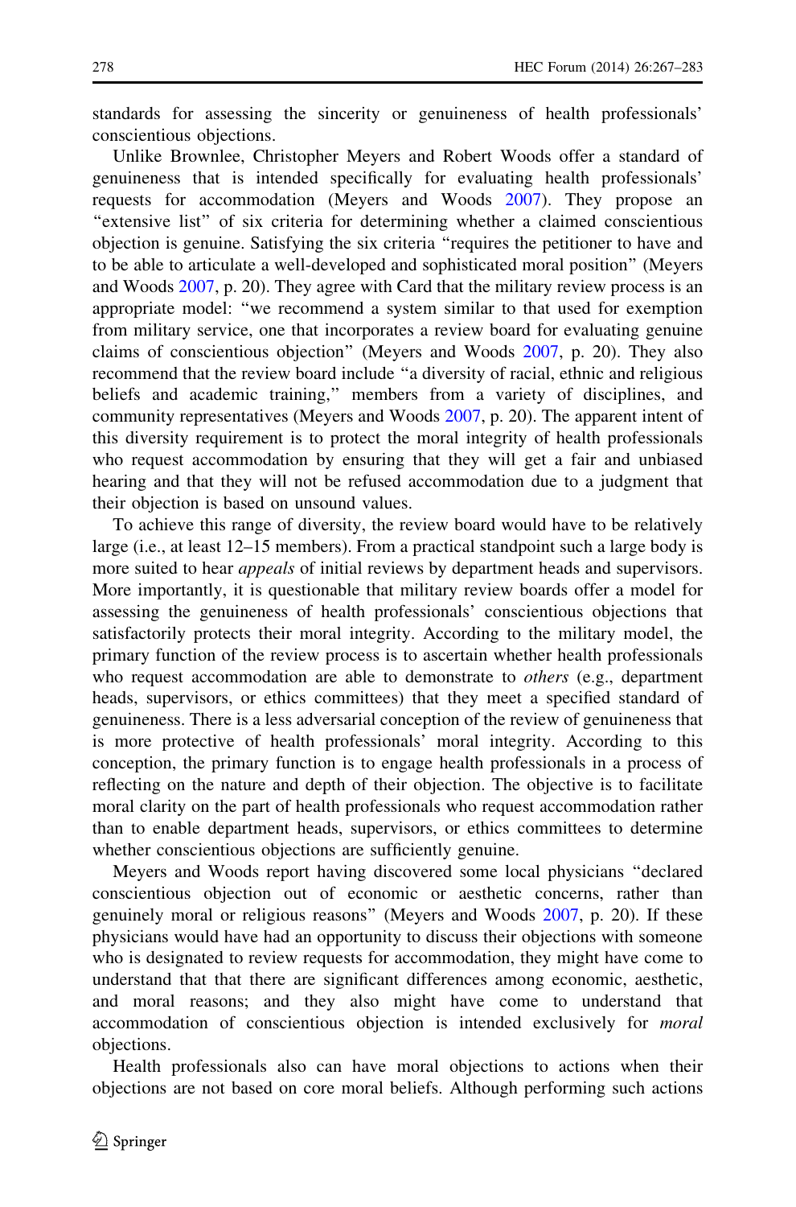standards for assessing the sincerity or genuineness of health professionals' conscientious objections.

Unlike Brownlee, Christopher Meyers and Robert Woods offer a standard of genuineness that is intended specifically for evaluating health professionals' requests for accommodation (Meyers and Woods 2007). They propose an "extensive list" of six criteria for determining whether a claimed conscientious objection is genuine. Satisfying the six criteria "requires the petitioner to have and to be able to articulate a well-developed and sophisticated moral position" (Meyers and Woods 2007, p. 20). They agree with Card that the military review process is an appropriate model: "we recommend a system similar to that used for exemption from military service, one that incorporates a review board for evaluating genuine claims of conscientious objection" (Meyers and Woods 2007, p. 20). They also recommend that the review board include "a diversity of racial, ethnic and religious beliefs and academic training," members from a variety of disciplines, and community representatives (Meyers and Woods 2007, p. 20). The apparent intent of this diversity requirement is to protect the moral integrity of health professionals who request accommodation by ensuring that they will get a fair and unbiased hearing and that they will not be refused accommodation due to a judgment that their objection is based on unsound values.

To achieve this range of diversity, the review board would have to be relatively large (i.e., at least 12–15 members). From a practical standpoint such a large body is more suited to hear *appeals* of initial reviews by department heads and supervisors. More importantly, it is questionable that military review boards offer a model for assessing the genuineness of health professionals' conscientious objections that satisfactorily protects their moral integrity. According to the military model, the primary function of the review process is to ascertain whether health professionals who request accommodation are able to demonstrate to *others* (e.g., department heads, supervisors, or ethics committees) that they meet a specified standard of genuineness. There is a less adversarial conception of the review of genuineness that is more protective of health professionals' moral integrity. According to this conception, the primary function is to engage health professionals in a process of reflecting on the nature and depth of their objection. The objective is to facilitate moral clarity on the part of health professionals who request accommodation rather than to enable department heads, supervisors, or ethics committees to determine whether conscientious objections are sufficiently genuine.

Meyers and Woods report having discovered some local physicians "declared conscientious objection out of economic or aesthetic concerns, rather than genuinely moral or religious reasons" (Meyers and Woods 2007, p. 20). If these physicians would have had an opportunity to discuss their objections with someone who is designated to review requests for accommodation, they might have come to understand that that there are significant differences among economic, aesthetic, and moral reasons; and they also might have come to understand that accommodation of conscientious objection is intended exclusively for *moral* objections.

Health professionals also can have moral objections to actions when their objections are not based on core moral beliefs. Although performing such actions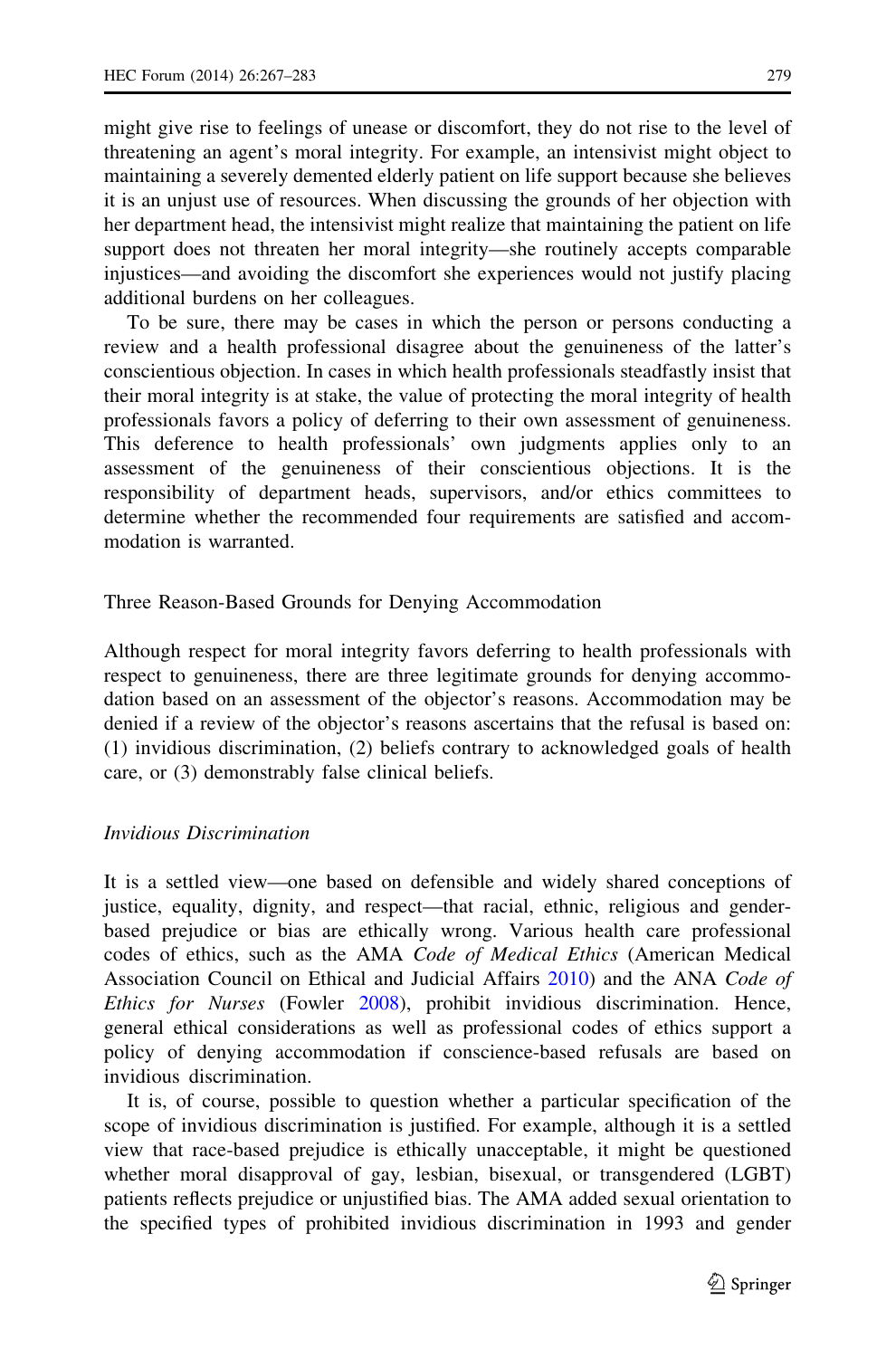might give rise to feelings of unease or discomfort, they do not rise to the level of threatening an agent's moral integrity. For example, an intensivist might object to maintaining a severely demented elderly patient on life support because she believes it is an unjust use of resources. When discussing the grounds of her objection with her department head, the intensivist might realize that maintaining the patient on life support does not threaten her moral integrity—she routinely accepts comparable injustices—and avoiding the discomfort she experiences would not justify placing additional burdens on her colleagues.

To be sure, there may be cases in which the person or persons conducting a review and a health professional disagree about the genuineness of the latter's conscientious objection. In cases in which health professionals steadfastly insist that their moral integrity is at stake, the value of protecting the moral integrity of health professionals favors a policy of deferring to their own assessment of genuineness. This deference to health professionals' own judgments applies only to an assessment of the genuineness of their conscientious objections. It is the responsibility of department heads, supervisors, and/or ethics committees to determine whether the recommended four requirements are satisfied and accommodation is warranted.

## Three Reason-Based Grounds for Denying Accommodation

Although respect for moral integrity favors deferring to health professionals with respect to genuineness, there are three legitimate grounds for denying accommodation based on an assessment of the objector's reasons. Accommodation may be denied if a review of the objector's reasons ascertains that the refusal is based on: (1) invidious discrimination, (2) beliefs contrary to acknowledged goals of health care, or (3) demonstrably false clinical beliefs.

### *Invidious Discrimination*

It is a settled view—one based on defensible and widely shared conceptions of justice, equality, dignity, and respect—that racial, ethnic, religious and gender-based prejudice or bias are ethically wrong. Various health care professional codes of ethics, such as the AMA *Code of Medical Ethics* (American Medical Association Council on Ethical and Judicial Affairs 2010) and the ANA *Code of Ethics for Nurses* (Fowler 2008), prohibit invidious discrimination. Hence, general ethical considerations as well as professional codes of ethics support a policy of denying accommodation if conscience-based refusals are based on invidious discrimination.

It is, of course, possible to question whether a particular specification of the scope of invidious discrimination is justified. For example, although it is a settled view that race-based prejudice is ethically unacceptable, it might be questioned whether moral disapproval of gay, lesbian, bisexual, or transgendered (LGBT) patients reflects prejudice or unjustified bias. The AMA added sexual orientation to the specified types of prohibited invidious discrimination in 1993 and gender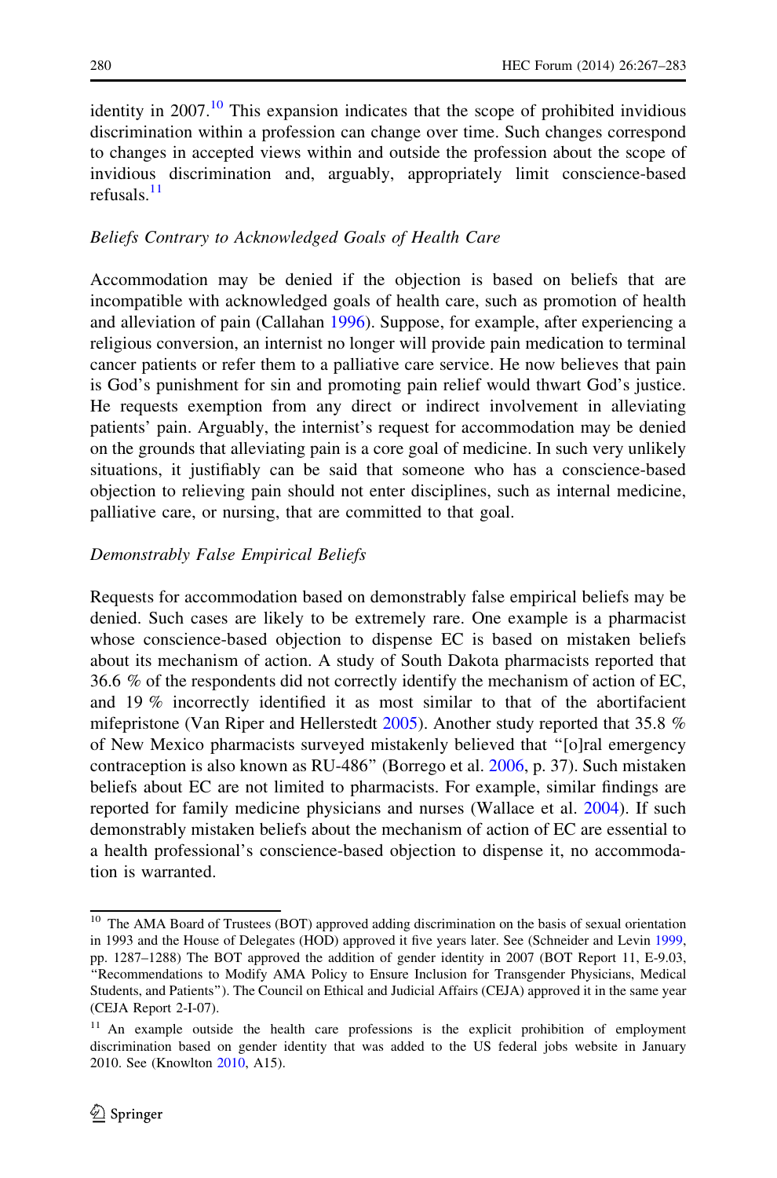identity in 2007.[10] This expansion indicates that the scope of prohibited invidious discrimination within a profession can change over time. Such changes correspond to changes in accepted views within and outside the profession about the scope of invidious discrimination and, arguably, appropriately limit conscience-based refusals.[11]

*Beliefs Contrary to Acknowledged Goals of Health Care*

Accommodation may be denied if the objection is based on beliefs that are incompatible with acknowledged goals of health care, such as promotion of health and alleviation of pain (Callahan 1996). Suppose, for example, after experiencing a religious conversion, an internist no longer will provide pain medication to terminal cancer patients or refer them to a palliative care service. He now believes that pain is God's punishment for sin and promoting pain relief would thwart God's justice. He requests exemption from any direct or indirect involvement in alleviating patients' pain. Arguably, the internist's request for accommodation may be denied on the grounds that alleviating pain is a core goal of medicine. In such very unlikely situations, it justifiably can be said that someone who has a conscience-based objection to relieving pain should not enter disciplines, such as internal medicine, palliative care, or nursing, that are committed to that goal.

*Demonstrably False Empirical Beliefs*

Requests for accommodation based on demonstrably false empirical beliefs may be denied. Such cases are likely to be extremely rare. One example is a pharmacist whose conscience-based objection to dispense EC is based on mistaken beliefs about its mechanism of action. A study of South Dakota pharmacists reported that 36.6 % of the respondents did not correctly identify the mechanism of action of EC, and 19 % incorrectly identified it as most similar to that of the abortifacient mifepristone (Van Riper and Hellerstedt 2005). Another study reported that 35.8 % of New Mexico pharmacists surveyed mistakenly believed that "[o]ral emergency contraception is also known as RU-486" (Borrego et al. 2006, p. 37). Such mistaken beliefs about EC are not limited to pharmacists. For example, similar findings are reported for family medicine physicians and nurses (Wallace et al. 2004). If such demonstrably mistaken beliefs about the mechanism of action of EC are essential to a health professional's conscience-based objection to dispense it, no accommodation is warranted.

---

[10] The AMA Board of Trustees (BOT) approved adding discrimination on the basis of sexual orientation in 1993 and the House of Delegates (HOD) approved it five years later. See (Schneider and Levin 1999, pp. 1287–1288) The BOT approved the addition of gender identity in 2007 (BOT Report 11, E-9.03, "Recommendations to Modify AMA Policy to Ensure Inclusion for Transgender Physicians, Medical Students, and Patients"). The Council on Ethical and Judicial Affairs (CEJA) approved it in the same year (CEJA Report 2-I-07).

[11] An example outside the health care professions is the explicit prohibition of employment discrimination based on gender identity that was added to the US federal jobs website in January 2010. See (Knowlton 2010, A15).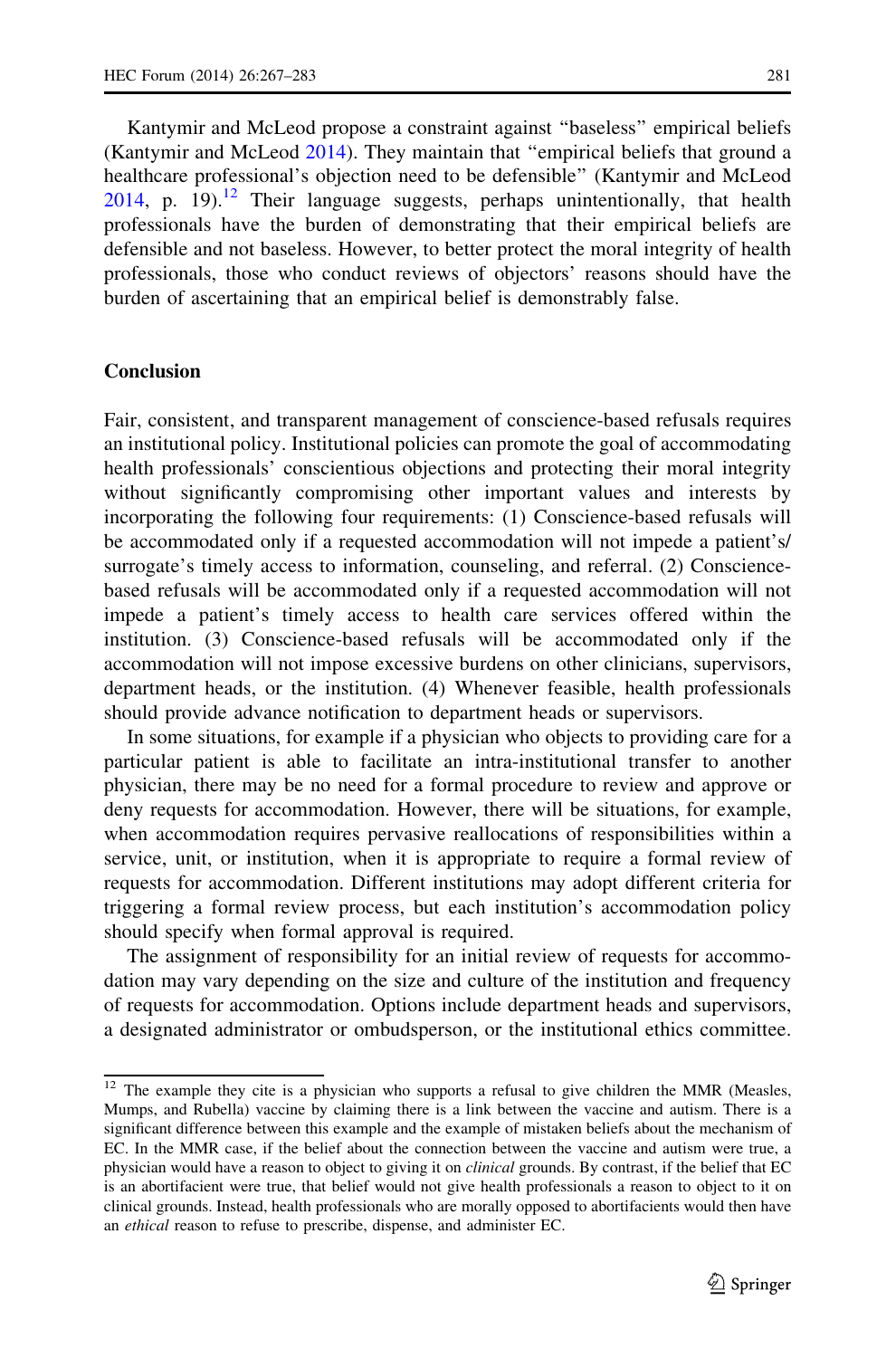Kantymir and McLeod propose a constraint against "baseless" empirical beliefs (Kantymir and McLeod 2014). They maintain that "empirical beliefs that ground a healthcare professional's objection need to be defensible" (Kantymir and McLeod 2014, p. 19).[12] Their language suggests, perhaps unintentionally, that health professionals have the burden of demonstrating that their empirical beliefs are defensible and not baseless. However, to better protect the moral integrity of health professionals, those who conduct reviews of objectors' reasons should have the burden of ascertaining that an empirical belief is demonstrably false.

## Conclusion

Fair, consistent, and transparent management of conscience-based refusals requires an institutional policy. Institutional policies can promote the goal of accommodating health professionals' conscientious objections and protecting their moral integrity without significantly compromising other important values and interests by incorporating the following four requirements: (1) Conscience-based refusals will be accommodated only if a requested accommodation will not impede a patient's/surrogate's timely access to information, counseling, and referral. (2) Conscience-based refusals will be accommodated only if a requested accommodation will not impede a patient's timely access to health care services offered within the institution. (3) Conscience-based refusals will be accommodated only if the accommodation will not impose excessive burdens on other clinicians, supervisors, department heads, or the institution. (4) Whenever feasible, health professionals should provide advance notification to department heads or supervisors.

In some situations, for example if a physician who objects to providing care for a particular patient is able to facilitate an intra-institutional transfer to another physician, there may be no need for a formal procedure to review and approve or deny requests for accommodation. However, there will be situations, for example, when accommodation requires pervasive reallocations of responsibilities within a service, unit, or institution, when it is appropriate to require a formal review of requests for accommodation. Different institutions may adopt different criteria for triggering a formal review process, but each institution's accommodation policy should specify when formal approval is required.

The assignment of responsibility for an initial review of requests for accommodation may vary depending on the size and culture of the institution and frequency of requests for accommodation. Options include department heads and supervisors, a designated administrator or ombudsperson, or the institutional ethics committee.

[12] The example they cite is a physician who supports a refusal to give children the MMR (Measles, Mumps, and Rubella) vaccine by claiming there is a link between the vaccine and autism. There is a significant difference between this example and the example of mistaken beliefs about the mechanism of EC. In the MMR case, if the belief about the connection between the vaccine and autism were true, a physician would have a reason to object to giving it on *clinical* grounds. By contrast, if the belief that EC is an abortifacient were true, that belief would not give health professionals a reason to object to it on clinical grounds. Instead, health professionals who are morally opposed to abortifacients would then have an *ethical* reason to refuse to prescribe, dispense, and administer EC.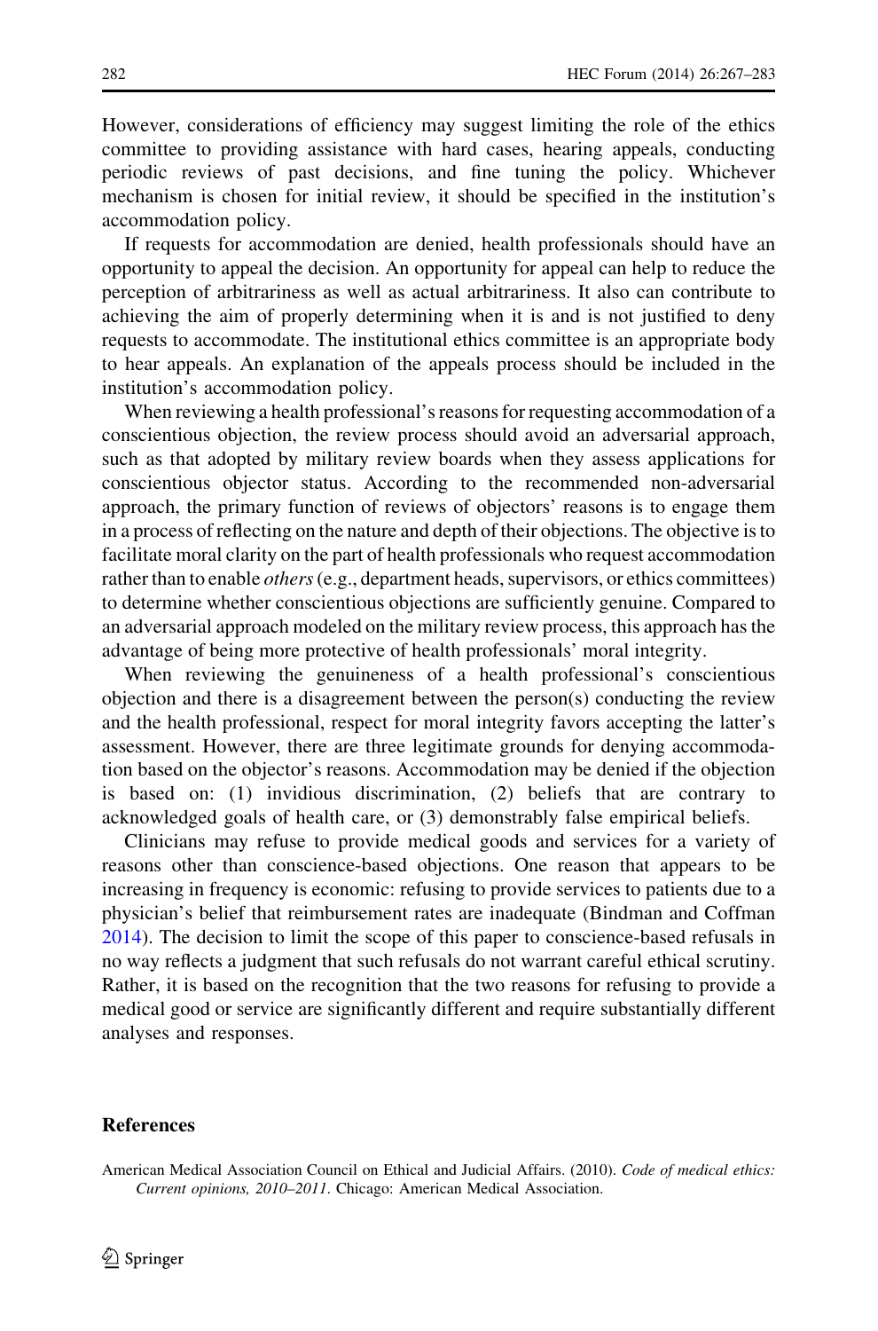However, considerations of efficiency may suggest limiting the role of the ethics committee to providing assistance with hard cases, hearing appeals, conducting periodic reviews of past decisions, and fine tuning the policy. Whichever mechanism is chosen for initial review, it should be specified in the institution's accommodation policy.

If requests for accommodation are denied, health professionals should have an opportunity to appeal the decision. An opportunity for appeal can help to reduce the perception of arbitrariness as well as actual arbitrariness. It also can contribute to achieving the aim of properly determining when it is and is not justified to deny requests to accommodate. The institutional ethics committee is an appropriate body to hear appeals. An explanation of the appeals process should be included in the institution's accommodation policy.

When reviewing a health professional's reasons for requesting accommodation of a conscientious objection, the review process should avoid an adversarial approach, such as that adopted by military review boards when they assess applications for conscientious objector status. According to the recommended non-adversarial approach, the primary function of reviews of objectors' reasons is to engage them in a process of reflecting on the nature and depth of their objections. The objective is to facilitate moral clarity on the part of health professionals who request accommodation rather than to enable *others* (e.g., department heads, supervisors, or ethics committees) to determine whether conscientious objections are sufficiently genuine. Compared to an adversarial approach modeled on the military review process, this approach has the advantage of being more protective of health professionals' moral integrity.

When reviewing the genuineness of a health professional's conscientious objection and there is a disagreement between the person(s) conducting the review and the health professional, respect for moral integrity favors accepting the latter's assessment. However, there are three legitimate grounds for denying accommodation based on the objector's reasons. Accommodation may be denied if the objection is based on: (1) invidious discrimination, (2) beliefs that are contrary to acknowledged goals of health care, or (3) demonstrably false empirical beliefs.

Clinicians may refuse to provide medical goods and services for a variety of reasons other than conscience-based objections. One reason that appears to be increasing in frequency is economic: refusing to provide services to patients due to a physician's belief that reimbursement rates are inadequate (Bindman and Coffman 2014). The decision to limit the scope of this paper to conscience-based refusals in no way reflects a judgment that such refusals do not warrant careful ethical scrutiny. Rather, it is based on the recognition that the two reasons for refusing to provide a medical good or service are significantly different and require substantially different analyses and responses.

## References

American Medical Association Council on Ethical and Judicial Affairs. (2010). *Code of medical ethics: Current opinions, 2010–2011*. Chicago: American Medical Association.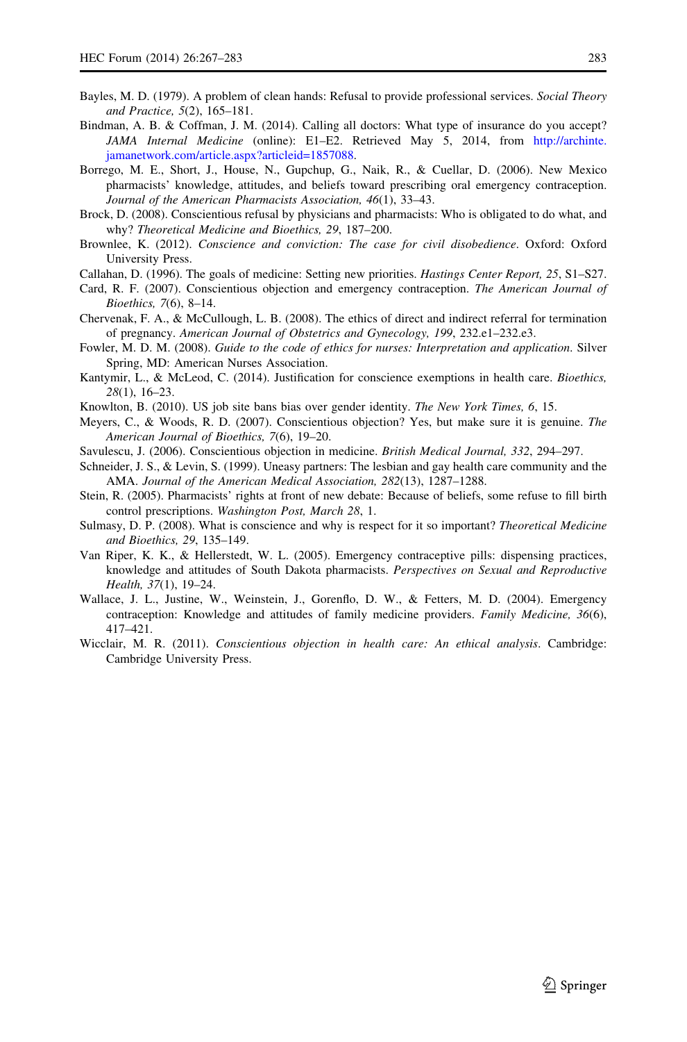Bayles, M. D. (1979). A problem of clean hands: Refusal to provide professional services. *Social Theory and Practice, 5*(2), 165–181.

Bindman, A. B. & Coffman, J. M. (2014). Calling all doctors: What type of insurance do you accept? *JAMA Internal Medicine* (online): E1–E2. Retrieved May 5, 2014, from http://archinte.jamanetwork.com/article.aspx?articleid=1857088.

Borrego, M. E., Short, J., House, N., Gupchup, G., Naik, R., & Cuellar, D. (2006). New Mexico pharmacists' knowledge, attitudes, and beliefs toward prescribing oral emergency contraception. *Journal of the American Pharmacists Association, 46*(1), 33–43.

Brock, D. (2008). Conscientious refusal by physicians and pharmacists: Who is obligated to do what, and why? *Theoretical Medicine and Bioethics, 29*, 187–200.

Brownlee, K. (2012). *Conscience and conviction: The case for civil disobedience*. Oxford: Oxford University Press.

Callahan, D. (1996). The goals of medicine: Setting new priorities. *Hastings Center Report, 25*, S1–S27.

Card, R. F. (2007). Conscientious objection and emergency contraception. *The American Journal of Bioethics, 7*(6), 8–14.

Chervenak, F. A., & McCullough, L. B. (2008). The ethics of direct and indirect referral for termination of pregnancy. *American Journal of Obstetrics and Gynecology, 199*, 232.e1–232.e3.

Fowler, M. D. M. (2008). *Guide to the code of ethics for nurses: Interpretation and application*. Silver Spring, MD: American Nurses Association.

Kantymir, L., & McLeod, C. (2014). Justification for conscience exemptions in health care. *Bioethics, 28*(1), 16–23.

Knowlton, B. (2010). US job site bans bias over gender identity. *The New York Times, 6*, 15.

Meyers, C., & Woods, R. D. (2007). Conscientious objection? Yes, but make sure it is genuine. *The American Journal of Bioethics, 7*(6), 19–20.

Savulescu, J. (2006). Conscientious objection in medicine. *British Medical Journal, 332*, 294–297.

Schneider, J. S., & Levin, S. (1999). Uneasy partners: The lesbian and gay health care community and the AMA. *Journal of the American Medical Association, 282*(13), 1287–1288.

Stein, R. (2005). Pharmacists' rights at front of new debate: Because of beliefs, some refuse to fill birth control prescriptions. *Washington Post, March 28*, 1.

Sulmasy, D. P. (2008). What is conscience and why is respect for it so important? *Theoretical Medicine and Bioethics, 29*, 135–149.

Van Riper, K. K., & Hellerstedt, W. L. (2005). Emergency contraceptive pills: dispensing practices, knowledge and attitudes of South Dakota pharmacists. *Perspectives on Sexual and Reproductive Health, 37*(1), 19–24.

Wallace, J. L., Justine, W., Weinstein, J., Gorenflo, D. W., & Fetters, M. D. (2004). Emergency contraception: Knowledge and attitudes of family medicine providers. *Family Medicine, 36*(6), 417–421.

Wicclair, M. R. (2011). *Conscientious objection in health care: An ethical analysis*. Cambridge: Cambridge University Press.